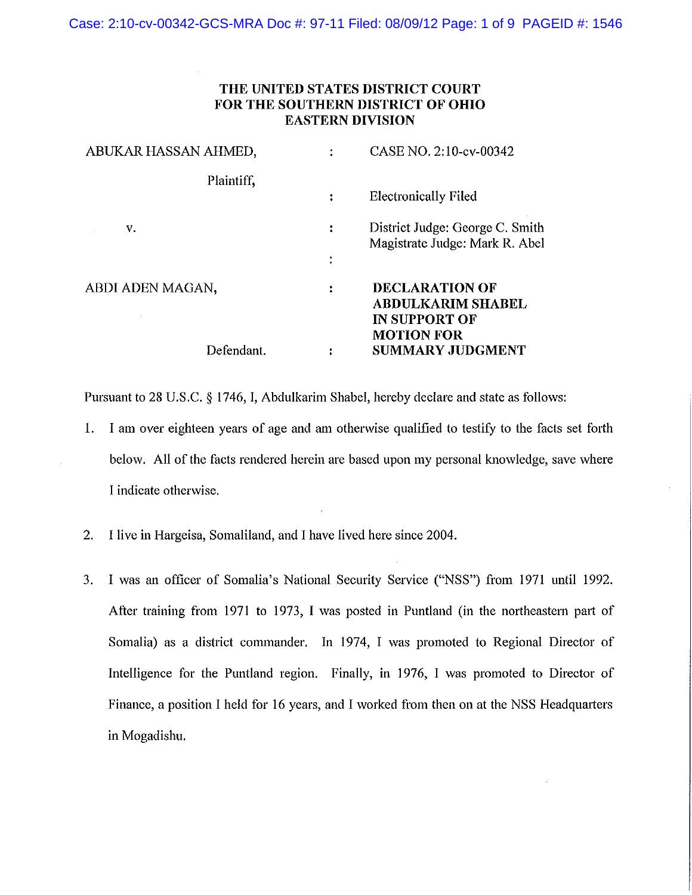# THE UNITED STATES DISTRICT COURT FOR THE SOUTHERN DISTRICT OF OHIO EASTERN DIVISION

| | | |
|---|---|---|
| ABUKAR HASSAN AHMED, | : | CASE NO. 2:10-cv-00342 |
| Plaintiff, | : | Electronically Filed |
| v. | : | District Judge: George C. Smith<br>Magistrate Judge: Mark R. Abel |
| | : | |
| ABDI ADEN MAGAN, | : | **DECLARATION OF ABDULKARIM SHABEL IN SUPPORT OF MOTION FOR SUMMARY JUDGMENT** |
| Defendant. | : | |

Pursuant to 28 U.S.C. § 1746, I, Abdulkarim Shabel, hereby declare and state as follows:

1. I am over eighteen years of age and am otherwise qualified to testify to the facts set forth below. All of the facts rendered herein are based upon my personal knowledge, save where I indicate otherwise.

2. I live in Hargeisa, Somaliland, and I have lived here since 2004.

3. I was an officer of Somalia's National Security Service ("NSS") from 1971 until 1992. After training from 1971 to 1973, I was posted in Puntland (in the northeastern part of Somalia) as a district commander. In 1974, I was promoted to Regional Director of Intelligence for the Puntland region. Finally, in 1976, I was promoted to Director of Finance, a position I held for 16 years, and I worked from then on at the NSS Headquarters in Mogadishu.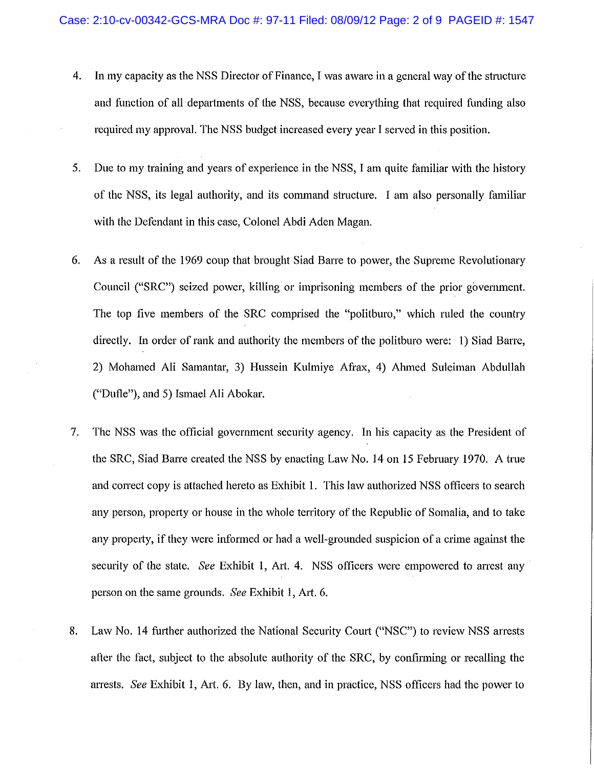4. In my capacity as the NSS Director of Finance, I was aware in a general way of the structure and function of all departments of the NSS, because everything that required funding also required my approval. The NSS budget increased every year I served in this position.

5. Due to my training and years of experience in the NSS, I am quite familiar with the history of the NSS, its legal authority, and its command structure. I am also personally familiar with the Defendant in this case, Colonel Abdi Aden Magan.

6. As a result of the 1969 coup that brought Siad Barre to power, the Supreme Revolutionary Council ("SRC") seized power, killing or imprisoning members of the prior government. The top five members of the SRC comprised the "politburo," which ruled the country directly. In order of rank and authority the members of the politburo were: 1) Siad Barre, 2) Mohamed Ali Samantar, 3) Hussein Kulmiye Afrax, 4) Ahmed Suleiman Abdullah ("Dufle"), and 5) Ismael Ali Abokar.

7. The NSS was the official government security agency. In his capacity as the President of the SRC, Siad Barre created the NSS by enacting Law No. 14 on 15 February 1970. A true and correct copy is attached hereto as Exhibit 1. This law authorized NSS officers to search any person, property or house in the whole territory of the Republic of Somalia, and to take any property, if they were informed or had a well-grounded suspicion of a crime against the security of the state. *See* Exhibit 1, Art. 4. NSS officers were empowered to arrest any person on the same grounds. *See* Exhibit 1, Art. 6.

8. Law No. 14 further authorized the National Security Court ("NSC") to review NSS arrests after the fact, subject to the absolute authority of the SRC, by confirming or recalling the arrests. *See* Exhibit 1, Art. 6. By law, then, and in practice, NSS officers had the power to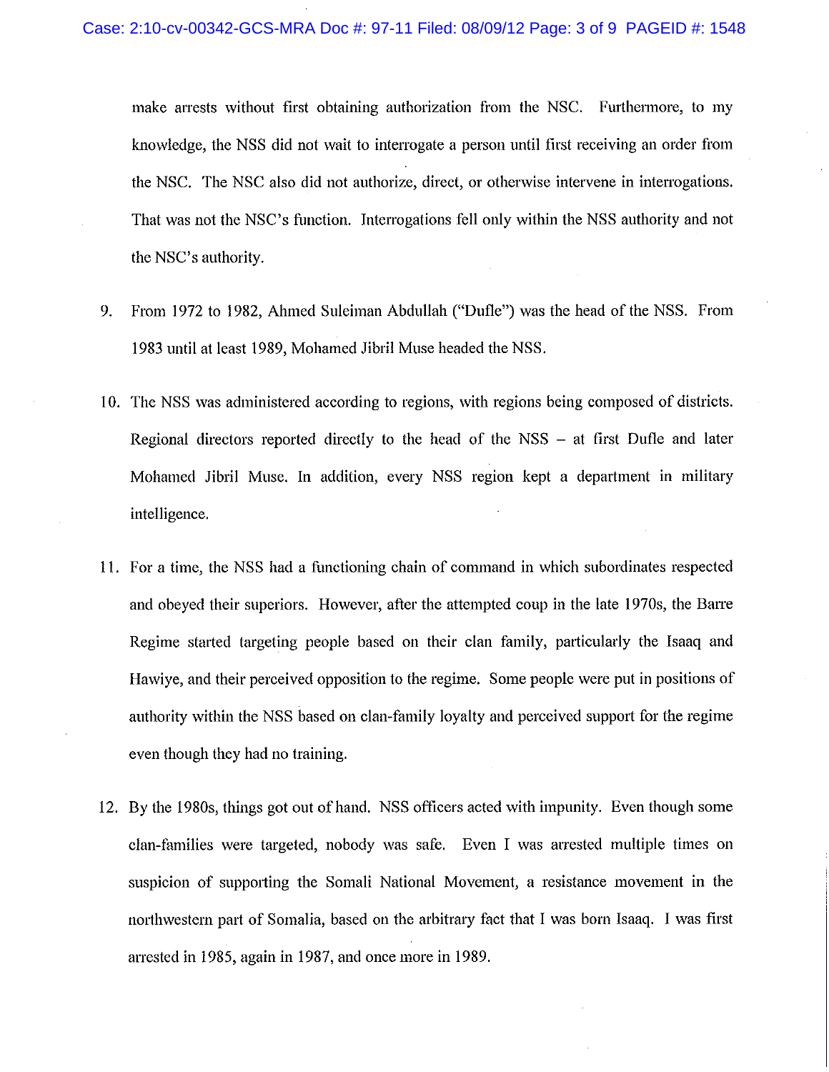make arrests without first obtaining authorization from the NSC. Furthermore, to my knowledge, the NSS did not wait to interrogate a person until first receiving an order from the NSC. The NSC also did not authorize, direct, or otherwise intervene in interrogations. That was not the NSC's function. Interrogations fell only within the NSS authority and not the NSC's authority.

9. From 1972 to 1982, Ahmed Suleiman Abdullah ("Dufle") was the head of the NSS. From 1983 until at least 1989, Mohamed Jibril Muse headed the NSS.

10. The NSS was administered according to regions, with regions being composed of districts. Regional directors reported directly to the head of the NSS – at first Dufle and later Mohamed Jibril Muse. In addition, every NSS region kept a department in military intelligence.

11. For a time, the NSS had a functioning chain of command in which subordinates respected and obeyed their superiors. However, after the attempted coup in the late 1970s, the Barre Regime started targeting people based on their clan family, particularly the Isaaq and Hawiye, and their perceived opposition to the regime. Some people were put in positions of authority within the NSS based on clan-family loyalty and perceived support for the regime even though they had no training.

12. By the 1980s, things got out of hand. NSS officers acted with impunity. Even though some clan-families were targeted, nobody was safe. Even I was arrested multiple times on suspicion of supporting the Somali National Movement, a resistance movement in the northwestern part of Somalia, based on the arbitrary fact that I was born Isaaq. I was first arrested in 1985, again in 1987, and once more in 1989.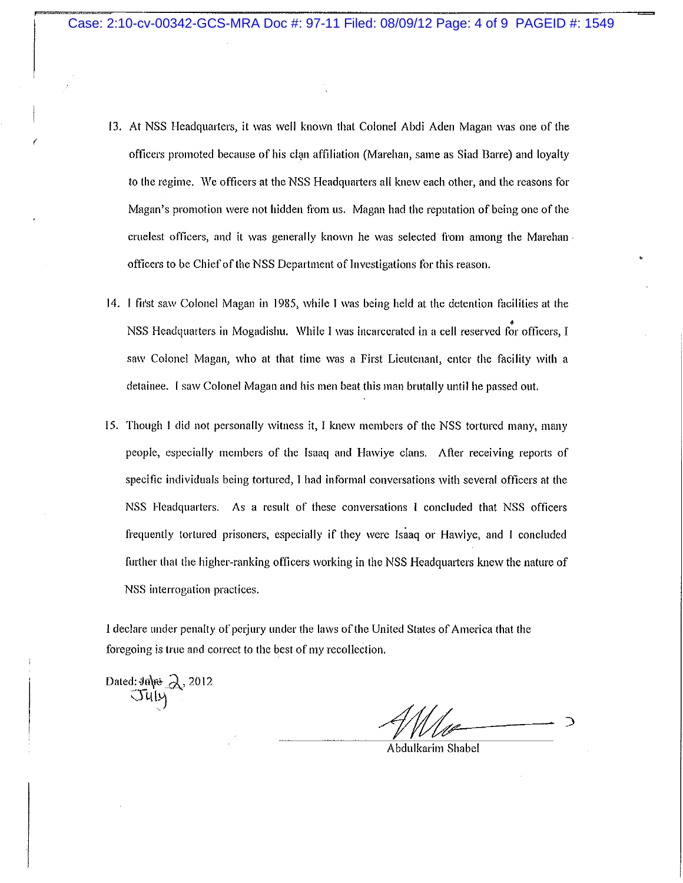13. At NSS Headquarters, it was well known that Colonel Abdi Aden Magan was one of the officers promoted because of his clan affiliation (Marehan, same as Siad Barre) and loyalty to the regime. We officers at the NSS Headquarters all knew each other, and the reasons for Magan's promotion were not hidden from us. Magan had the reputation of being one of the cruelest officers, and it was generally known he was selected from among the Marehan officers to be Chief of the NSS Department of Investigations for this reason.

14. I first saw Colonel Magan in 1985, while I was being held at the detention facilities at the NSS Headquarters in Mogadishu. While I was incarcerated in a cell reserved for officers, I saw Colonel Magan, who at that time was a First Lieutenant, enter the facility with a detainee. I saw Colonel Magan and his men beat this man brutally until he passed out.

15. Though I did not personally witness it, I knew members of the NSS tortured many, many people, especially members of the Isaaq and Hawiye clans. After receiving reports of specific individuals being tortured, I had informal conversations with several officers at the NSS Headquarters. As a result of these conversations I concluded that NSS officers frequently tortured prisoners, especially if they were Isaaq or Hawiye, and I concluded further that the higher-ranking officers working in the NSS Headquarters knew the nature of NSS interrogation practices.

I declare under penalty of perjury under the laws of the United States of America that the foregoing is true and correct to the best of my recollection.

Dated: ~~June~~ July 2, 2012

Abdulkarim Shabel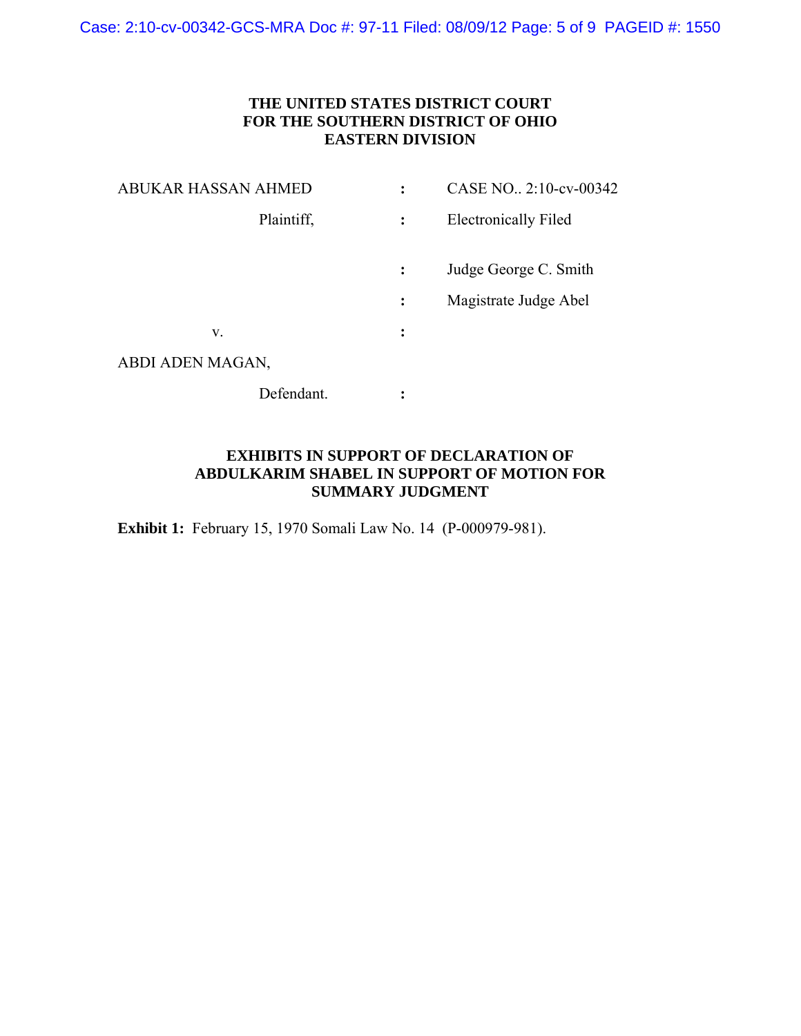# THE UNITED STATES DISTRICT COURT FOR THE SOUTHERN DISTRICT OF OHIO EASTERN DIVISION

| | | |
|---|---|---|
| ABUKAR HASSAN AHMED | : | CASE NO.. 2:10-cv-00342 |
| Plaintiff, | : | Electronically Filed |
| | : | Judge George C. Smith |
| | : | Magistrate Judge Abel |
| v. | : | |
| ABDI ADEN MAGAN, | | |
| Defendant. | : | |

## EXHIBITS IN SUPPORT OF DECLARATION OF ABDULKARIM SHABEL IN SUPPORT OF MOTION FOR SUMMARY JUDGMENT

**Exhibit 1:** February 15, 1970 Somali Law No. 14 (P-000979-981).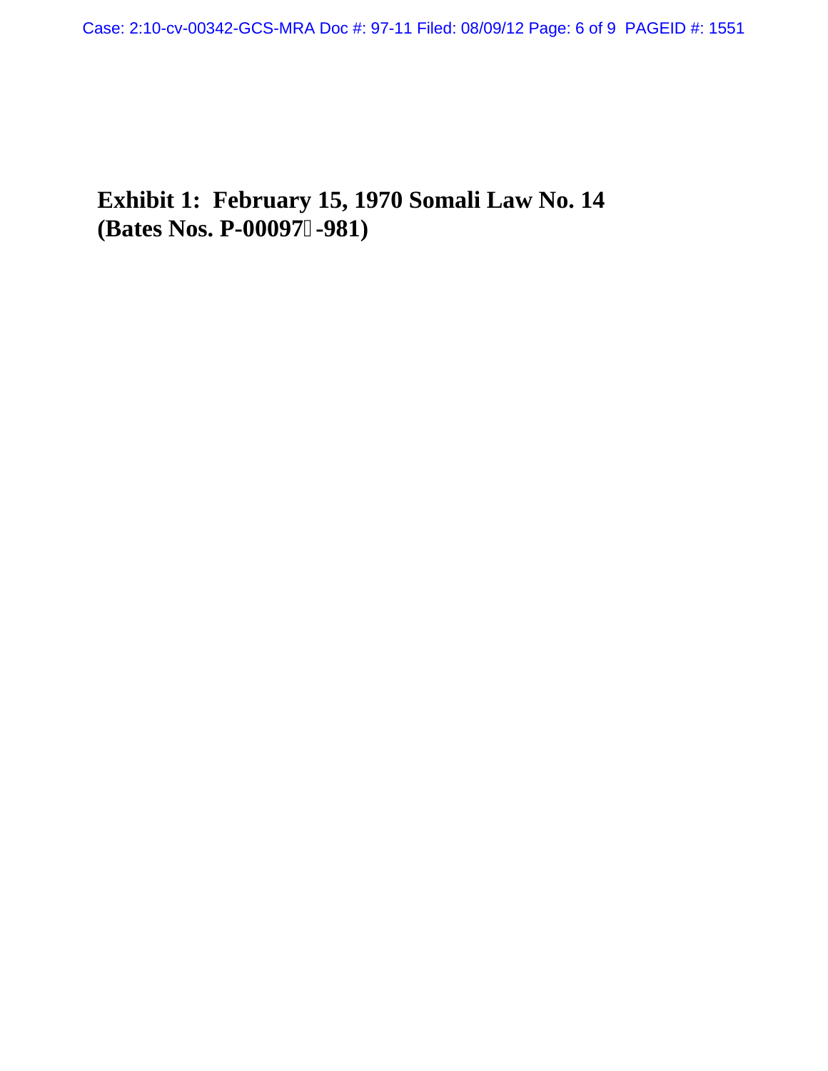**Exhibit 1: February 15, 1970 Somali Law No. 14**
**(Bates Nos. P-00097 -981)**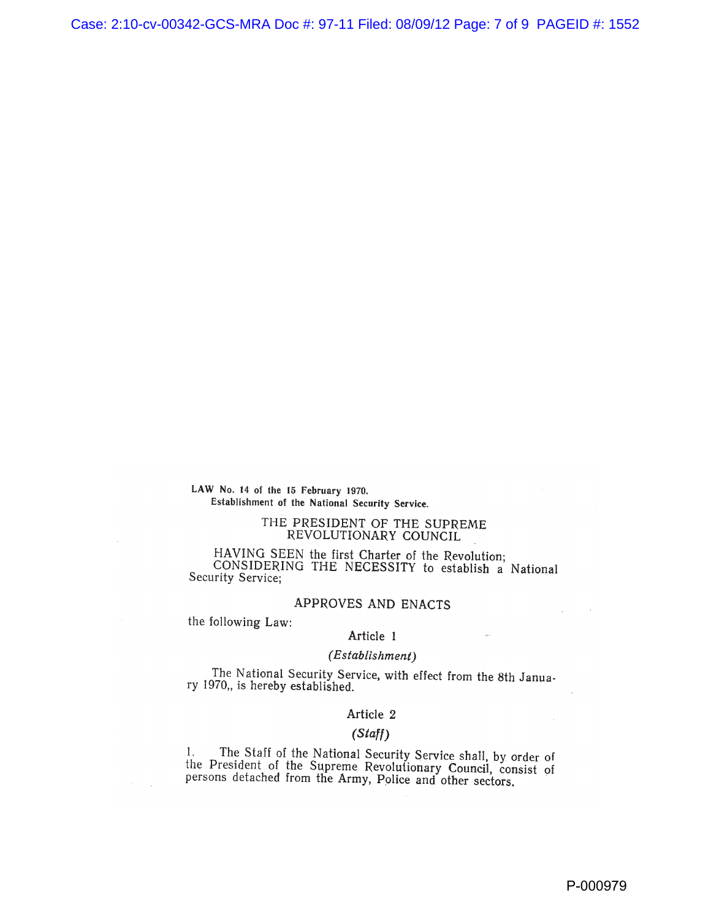**LAW No. 14 of the 15 February 1970.**
**Establishment of the National Security Service.**

THE PRESIDENT OF THE SUPREME REVOLUTIONARY COUNCIL

HAVING SEEN the first Charter of the Revolution;
CONSIDERING THE NECESSITY to establish a National Security Service;

APPROVES AND ENACTS

the following Law:

Article 1

*(Establishment)*

The National Security Service, with effect from the 8th January 1970,, is hereby established.

Article 2

*(Staff)*

1. The Staff of the National Security Service shall, by order of the President of the Supreme Revolutionary Council, consist of persons detached from the Army, Police and other sectors.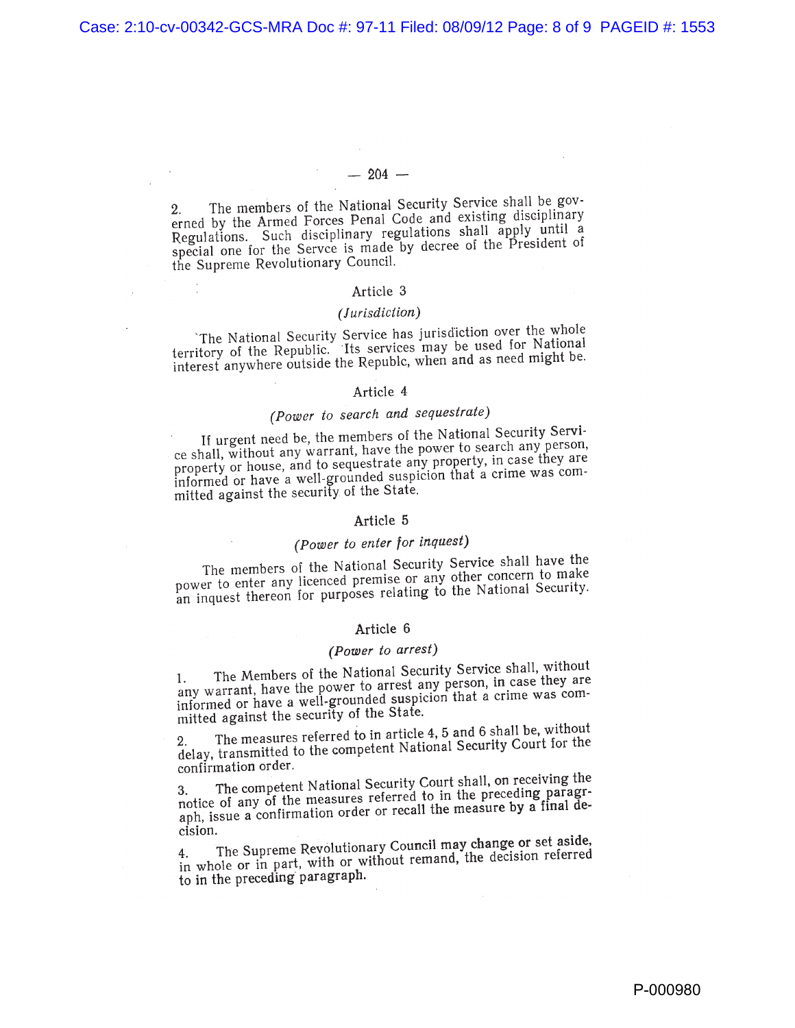2. The members of the National Security Service shall be governed by the Armed Forces Penal Code and existing disciplinary Regulations. Such disciplinary regulations shall apply until a special one for the Servce is made by decree of the President of the Supreme Revolutionary Council.

### Article 3

*(Jurisdiction)*

The National Security Service has jurisdiction over the whole territory of the Republic. Its services may be used for National interest anywhere outside the Republc, when and as need might be.

### Article 4

*(Power to search and sequestrate)*

If urgent need be, the members of the National Security Service shall, without any warrant, have the power to search any person, property or house, and to sequestrate any property, in case they are informed or have a well-grounded suspicion that a crime was committed against the security of the State.

### Article 5

*(Power to enter for inquest)*

The members of the National Security Service shall have the power to enter any licenced premise or any other concern to make an inquest thereon for purposes relating to the National Security.

### Article 6

*(Power to arrest)*

1. The Members of the National Security Service shall, without any warrant, have the power to arrest any person, in case they are informed or have a well-grounded suspicion that a crime was committed against the security of the State.

2. The measures referred to in article 4, 5 and 6 shall be, without delay, transmitted to the competent National Security Court for the confirmation order.

3. The competent National Security Court shall, on receiving the notice of any of the measures referred to in the preceding paragraph, issue a confirmation order or recall the measure by a final decision.

4. The Supreme Revolutionary Council may change or set aside, in whole or in part, with or without remand, the decision referred to in the preceding paragraph.

P-000980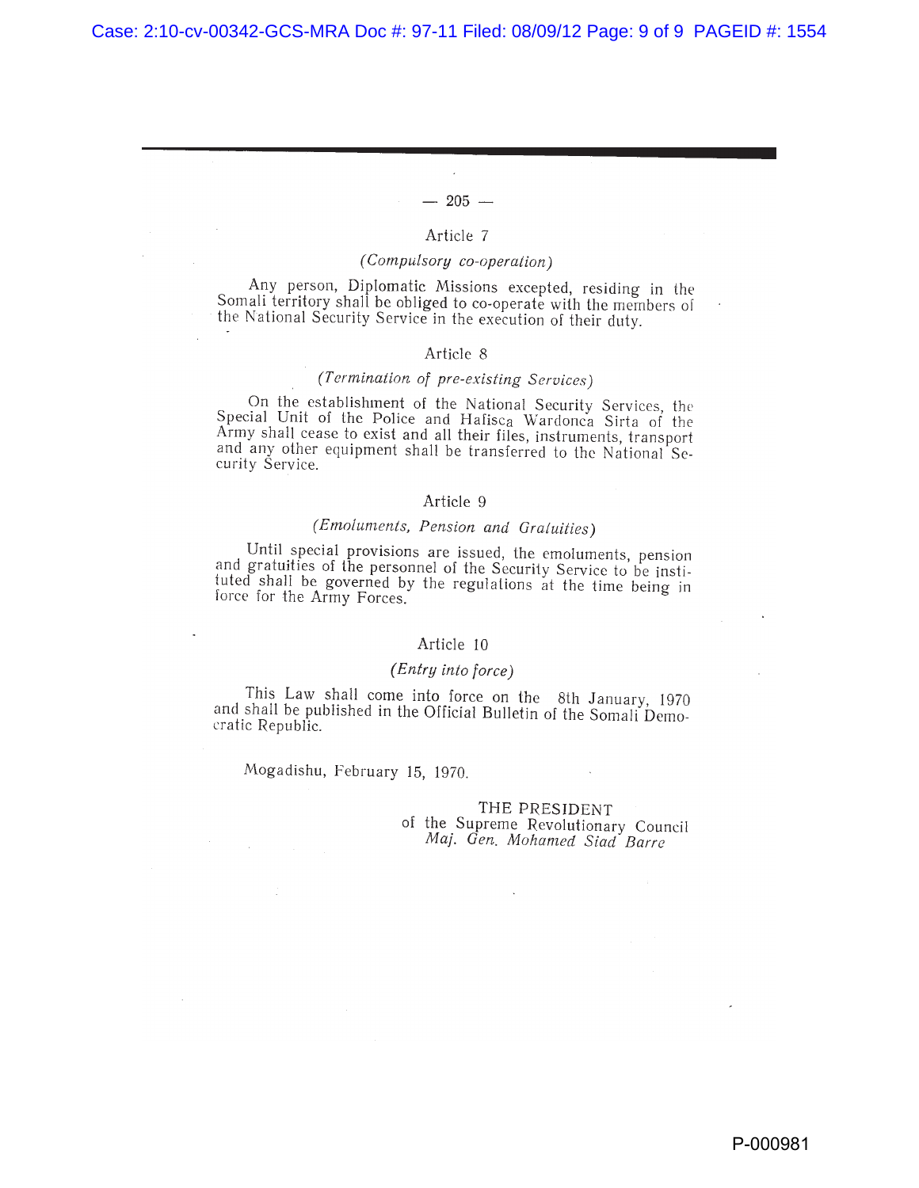## Article 7

*(Compulsory co-operation)*

Any person, Diplomatic Missions excepted, residing in the Somali territory shall be obliged to co-operate with the members of the National Security Service in the execution of their duty.

## Article 8

*(Termination of pre-existing Services)*

On the establishment of the National Security Services, the Special Unit of the Police and Hafisca Wardonca Sirta of the Army shall cease to exist and all their files, instruments, transport and any other equipment shall be transferred to the National Security Service.

## Article 9

*(Emoluments, Pension and Gratuities)*

Until special provisions are issued, the emoluments, pension and gratuities of the personnel of the Security Service to be instituted shall be governed by the regulations at the time being in force for the Army Forces.

## Article 10

*(Entry into force)*

This Law shall come into force on the 8th January, 1970 and shall be published in the Official Bulletin of the Somali Democratic Republic.

Mogadishu, February 15, 1970.

THE PRESIDENT
of the Supreme Revolutionary Council
*Maj. Gen. Mohamed Siad Barre*

P-000981